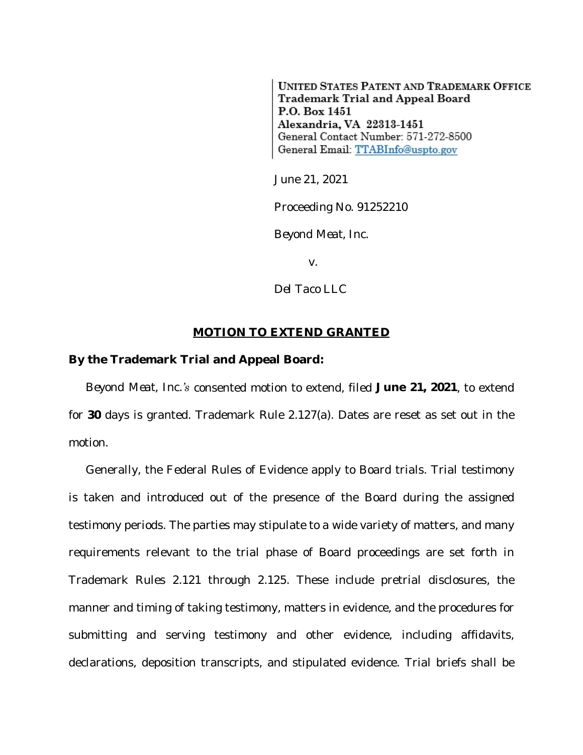UNITED STATES PATENT AND TRADEMARK OFFICE
**Trademark Trial and Appeal Board**
**P.O. Box 1451**
**Alexandria, VA 22313-1451**
General Contact Number: 571-272-8500
General Email: TTABInfo@uspto.gov

June 21, 2021

Proceeding No. 91252210

Beyond Meat, Inc.

v.

Del Taco LLC

## MOTION TO EXTEND GRANTED

**By the Trademark Trial and Appeal Board:**

Beyond Meat, Inc.'s consented motion to extend, filed **June 21, 2021**, to extend for **30** days is granted. Trademark Rule 2.127(a). Dates are reset as set out in the motion.

Generally, the Federal Rules of Evidence apply to Board trials. Trial testimony is taken and introduced out of the presence of the Board during the assigned testimony periods. The parties may stipulate to a wide variety of matters, and many requirements relevant to the trial phase of Board proceedings are set forth in Trademark Rules 2.121 through 2.125. These include pretrial disclosures, the manner and timing of taking testimony, matters in evidence, and the procedures for submitting and serving testimony and other evidence, including affidavits, declarations, deposition transcripts, and stipulated evidence. Trial briefs shall be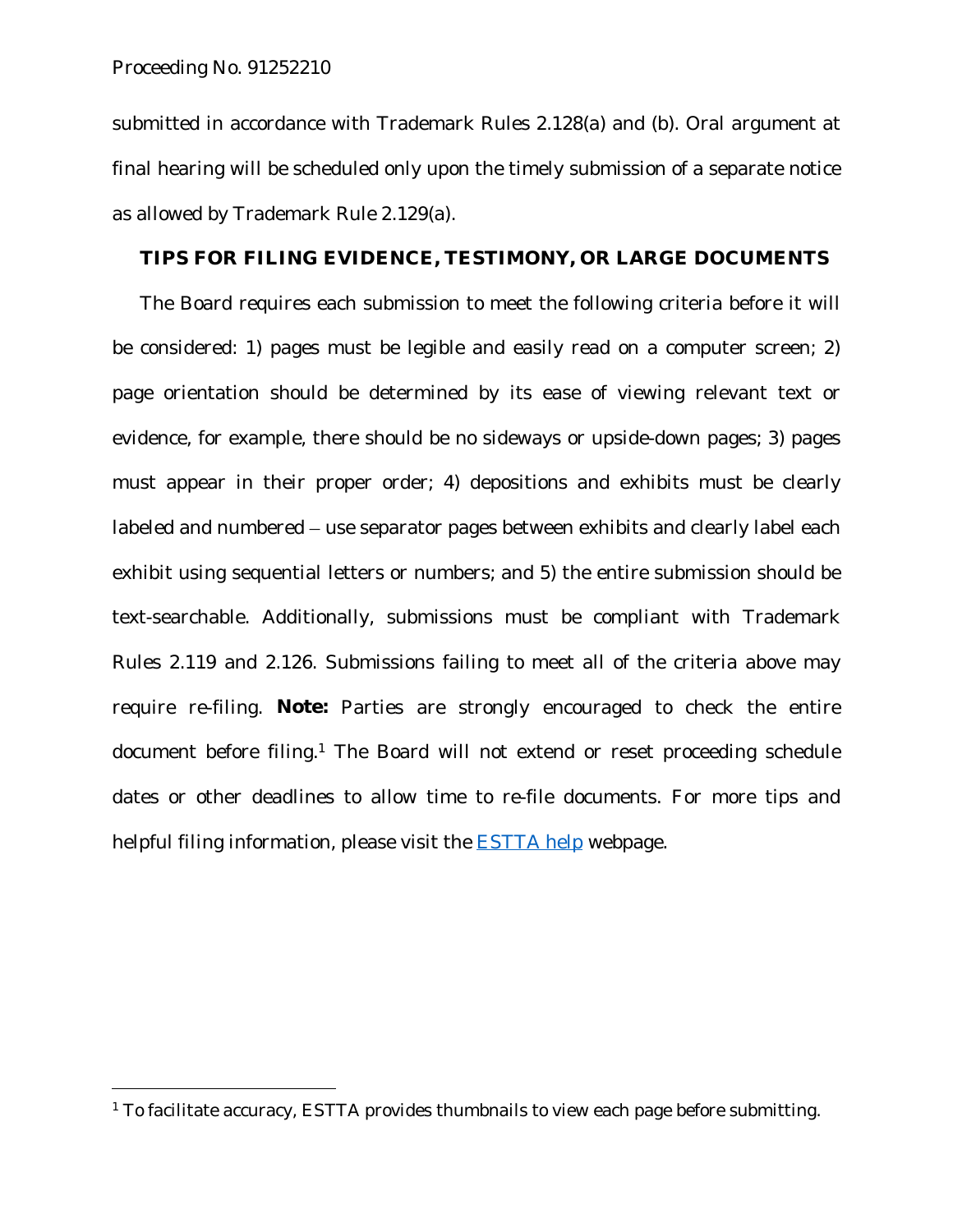submitted in accordance with Trademark Rules 2.128(a) and (b). Oral argument at final hearing will be scheduled only upon the timely submission of a separate notice as allowed by Trademark Rule 2.129(a).

## TIPS FOR FILING EVIDENCE, TESTIMONY, OR LARGE DOCUMENTS

The Board requires each submission to meet the following criteria before it will be considered: 1) pages must be legible and easily read on a computer screen; 2) page orientation should be determined by its ease of viewing relevant text or evidence, for example, there should be no sideways or upside-down pages; 3) pages must appear in their proper order; 4) depositions and exhibits must be clearly labeled and numbered – use separator pages between exhibits and clearly label each exhibit using sequential letters or numbers; and 5) the entire submission should be text-searchable. Additionally, submissions must be compliant with Trademark Rules 2.119 and 2.126. Submissions failing to meet all of the criteria above may require re-filing. **Note:** Parties are strongly encouraged to check the entire document before filing.[1] The Board will not extend or reset proceeding schedule dates or other deadlines to allow time to re-file documents. For more tips and helpful filing information, please visit the [ESTTA help]() webpage.

---

[1] To facilitate accuracy, ESTTA provides thumbnails to view each page before submitting.